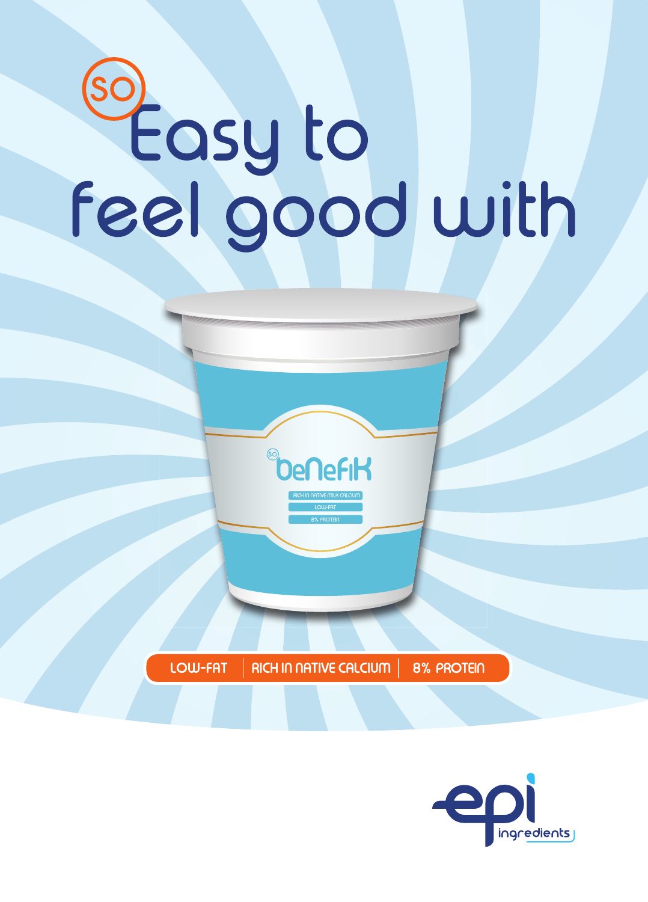# SO Easy to feel good with

SO beNefiK

RICH IN NATIVE MILK CALCIUM

LOW-FAT

8% PROTEIN

LOW-FAT | RICH IN NATIVE CALCIUM | 8% PROTEIN

epi ingredients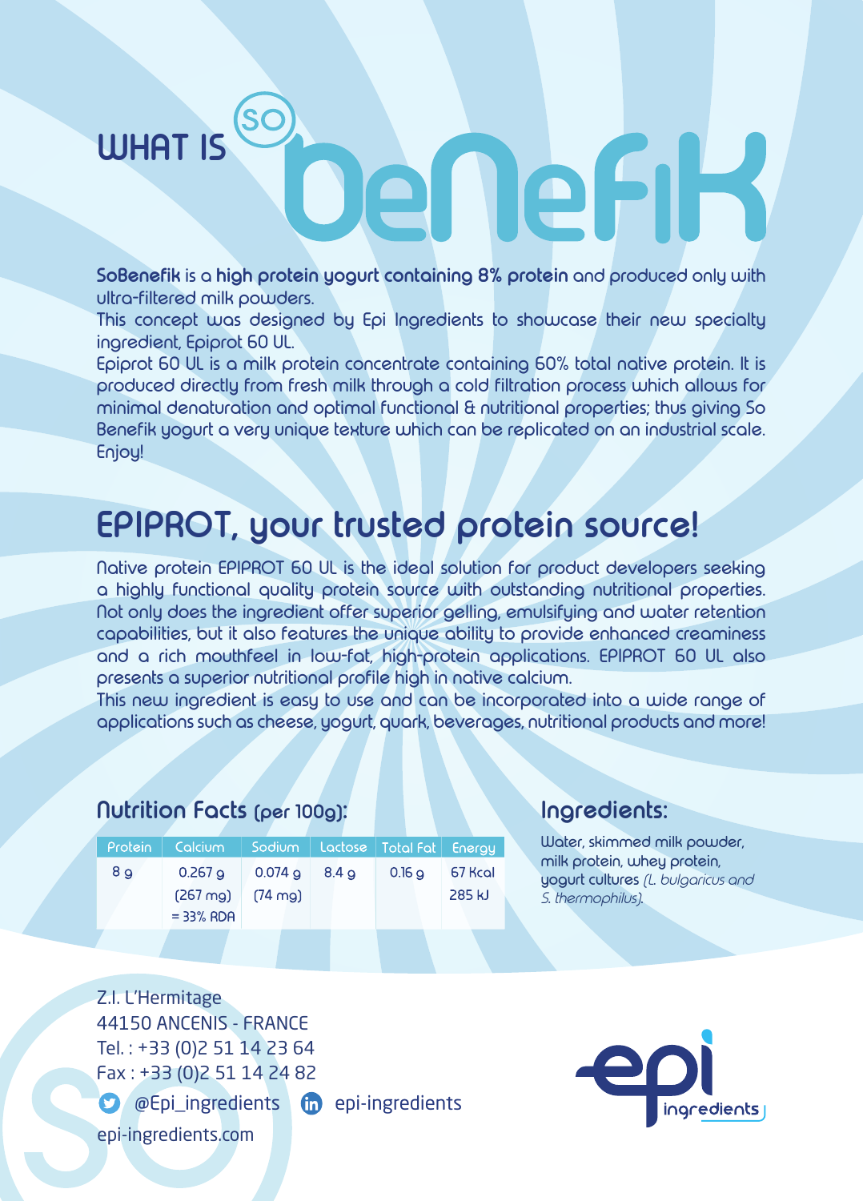# WHAT IS SO BeNeFiK

**SoBenefik** is a **high protein yogurt containing 8% protein** and produced only with ultra-filtered milk powders.
This concept was designed by Epi Ingredients to showcase their new specialty ingredient, Epiprot 60 UL.
Epiprot 60 UL is a milk protein concentrate containing 60% total native protein. It is produced directly from fresh milk through a cold filtration process which allows for minimal denaturation and optimal functional & nutritional properties; thus giving So Benefik yogurt a very unique texture which can be replicated on an industrial scale.
Enjoy!

## EPIPROT, your trusted protein source!

Native protein EPIPROT 60 UL is the ideal solution for product developers seeking a highly functional quality protein source with outstanding nutritional properties. Not only does the ingredient offer superior gelling, emulsifying and water retention capabilities, but it also features the unique ability to provide enhanced creaminess and a rich mouthfeel in low-fat, high-protein applications. EPIPROT 60 UL also presents a superior nutritional profile high in native calcium.
This new ingredient is easy to use and can be incorporated into a wide range of applications such as cheese, yogurt, quark, beverages, nutritional products and more!

### Nutrition Facts (per 100g):

| Protein | Calcium | Sodium | Lactose | Total Fat | Energy |
|---|---|---|---|---|---|
| 8 g | 0.267 g (267 mg) = 33% RDA | 0.074 g (74 mg) | 8.4 g | 0.16 g | 67 Kcal 285 kJ |

### Ingredients:

Water, skimmed milk powder, milk protein, whey protein, yogurt cultures *(L. bulgaricus and S. thermophilus)*.

Z.I. L'Hermitage
44150 ANCENIS - FRANCE
Tel. : +33 (0)2 51 14 23 64
Fax : +33 (0)2 51 14 24 82
@Epi_ingredients epi-ingredients
epi-ingredients.com

epi ingredients